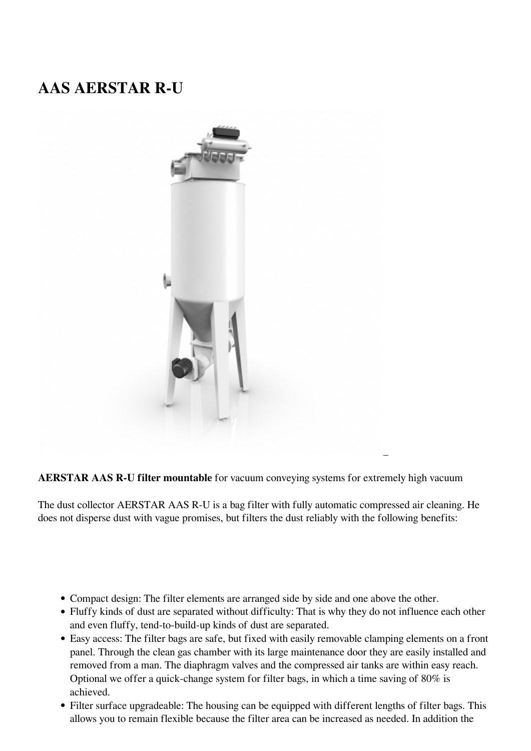# AAS AERSTAR R-U

**AERSTAR AAS R-U filter mountable** for vacuum conveying systems for extremely high vacuum

The dust collector AERSTAR AAS R-U is a bag filter with fully automatic compressed air cleaning. He does not disperse dust with vague promises, but filters the dust reliably with the following benefits:

- Compact design: The filter elements are arranged side by side and one above the other.
- Fluffy kinds of dust are separated without difficulty: That is why they do not influence each other and even fluffy, tend-to-build-up kinds of dust are separated.
- Easy access: The filter bags are safe, but fixed with easily removable clamping elements on a front panel. Through the clean gas chamber with its large maintenance door they are easily installed and removed from a man. The diaphragm valves and the compressed air tanks are within easy reach. Optional we offer a quick-change system for filter bags, in which a time saving of 80% is achieved.
- Filter surface upgradeable: The housing can be equipped with different lengths of filter bags. This allows you to remain flexible because the filter area can be increased as needed. In addition the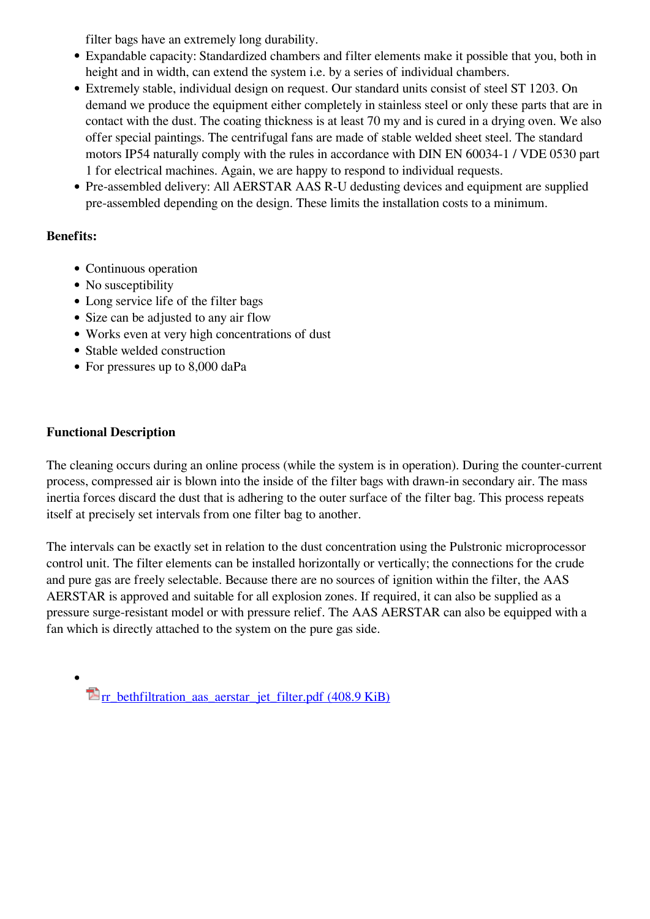filter bags have an extremely long durability.

- Expandable capacity: Standardized chambers and filter elements make it possible that you, both in height and in width, can extend the system i.e. by a series of individual chambers.
- Extremely stable, individual design on request. Our standard units consist of steel ST 1203. On demand we produce the equipment either completely in stainless steel or only these parts that are in contact with the dust. The coating thickness is at least 70 my and is cured in a drying oven. We also offer special paintings. The centrifugal fans are made of stable welded sheet steel. The standard motors IP54 naturally comply with the rules in accordance with DIN EN 60034-1 / VDE 0530 part 1 for electrical machines. Again, we are happy to respond to individual requests.
- Pre-assembled delivery: All AERSTAR AAS R-U dedusting devices and equipment are supplied pre-assembled depending on the design. These limits the installation costs to a minimum.

**Benefits:**

- Continuous operation
- No susceptibility
- Long service life of the filter bags
- Size can be adjusted to any air flow
- Works even at very high concentrations of dust
- Stable welded construction
- For pressures up to 8,000 daPa

**Functional Description**

The cleaning occurs during an online process (while the system is in operation). During the counter-current process, compressed air is blown into the inside of the filter bags with drawn-in secondary air. The mass inertia forces discard the dust that is adhering to the outer surface of the filter bag. This process repeats itself at precisely set intervals from one filter bag to another.

The intervals can be exactly set in relation to the dust concentration using the Pulstronic microprocessor control unit. The filter elements can be installed horizontally or vertically; the connections for the crude and pure gas are freely selectable. Because there are no sources of ignition within the filter, the AAS AERSTAR is approved and suitable for all explosion zones. If required, it can also be supplied as a pressure surge-resistant model or with pressure relief. The AAS AERSTAR can also be equipped with a fan which is directly attached to the system on the pure gas side.

- rr_bethfiltration_aas_aerstar_jet_filter.pdf (408.9 KiB)